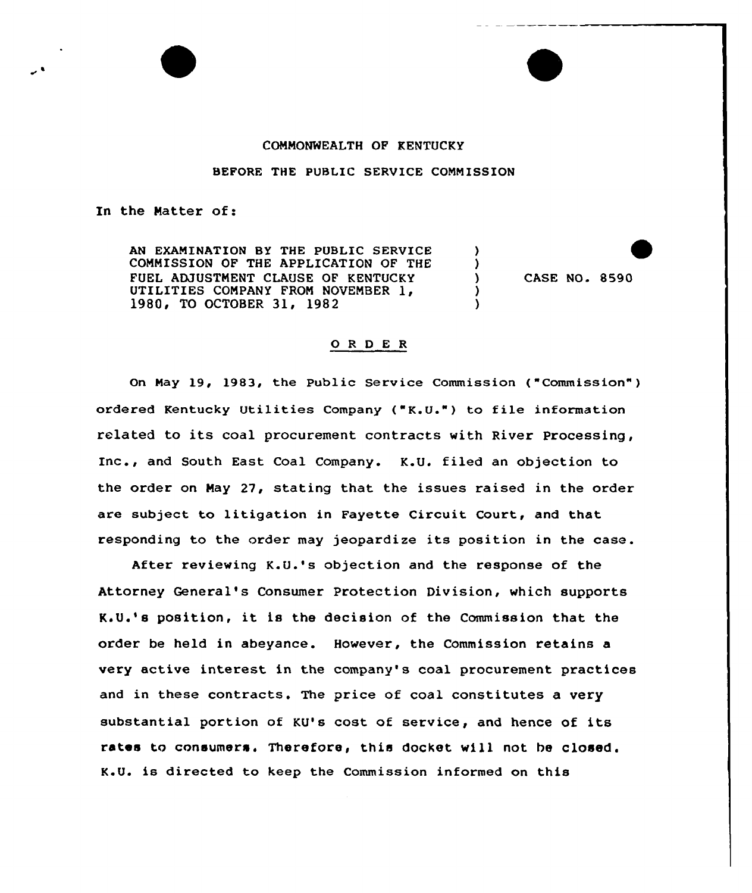COMMONWEALTH OF KENTUCKY

BEFORE THE PUBLIC SERVICE COMMISSION

In the Matter of:

AN EXAMINATION BY THE PUBLIC SERVICE COMMISSION OF THE APPLICATION OF THE FUEL ADJUSTMENT CLAUSE OF KENTUCKY UTILITIES COMPANY FROM NOVEMBER 1, 1980, TO OCTOBER 31, 1982 ) CASE NO. 8590

## O R D E R

On May 19, 1983, the Public Service Commission ("Commission") ordered Kentucky Utilities Company ("K.U.") to file information related to its coal procurement contracts with River Processing, Inc., and South East Coal Company. K.U. filed an objection to the order on May 27, stating that the issues raised in the order are subject to litigation in Fayette Circuit Court, and that responding to the order may jeopardize its position in the case.

After reviewing K.U.'s objection and the response of the Attorney General's Consumer Protection Division, which supports K.U.'s position, it is the decision of the Commission that the order be held in abeyance. However, the Commission retains a very active interest in the company's coal procurement practices and in these contracts. The price of coal constitutes a very substantial portion of KU's cost of service, and hence of its rates to consumers. Therefore, this docket will not be closed. K.U. is directed to keep the Commission informed on this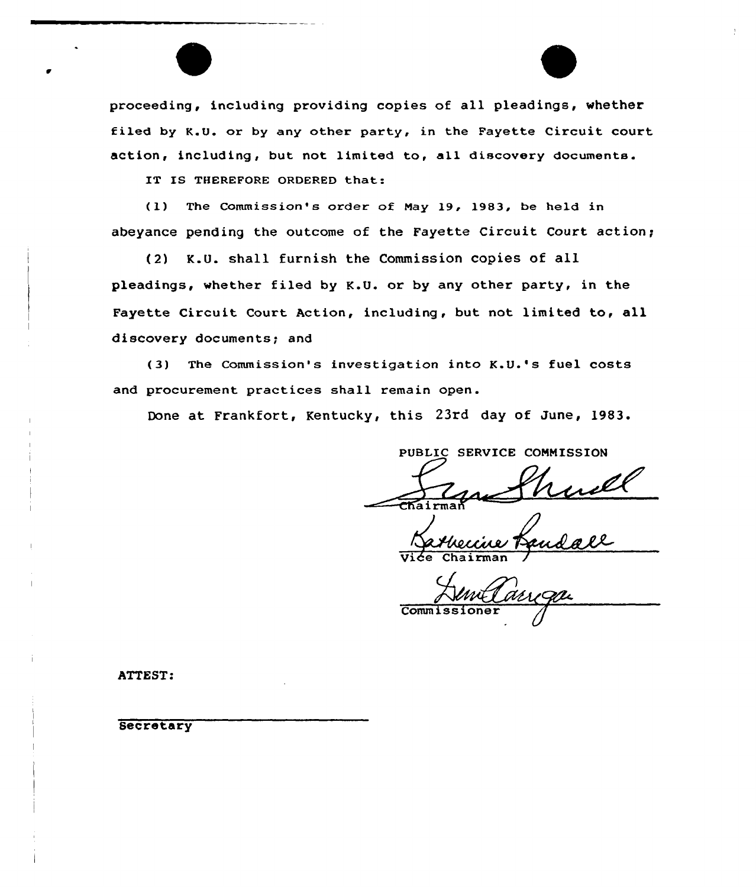proceeding, including providing copies of all pleadings, whether filed by K.U. or by any other party, in the Fayette Circuit court action, including, but not limited to, all discovery documents.

IT IS THEREFORE ORDERED that:

(1) The Commission's order of May 19, 1983, be held in abeyance pending the outcome of the Fayette Circuit Court action;

(2) K.U. shall furnish the Commission copies of all pleadings, whether filed by K.U. or by any other party, in the Fayette Circuit Court Action, including, but not limited to, all discovery documents; and

(3) The Commission's investigation into K.U.'s fuel costs and procurement practices shall remain open.

Done at Frankfort, Kentucky, this 23rd day of June, 1983.

PUBLIC SERVICE COMMISSION

Chairman

Vice Chairman

Commissioner

ATTEST:

Secretary